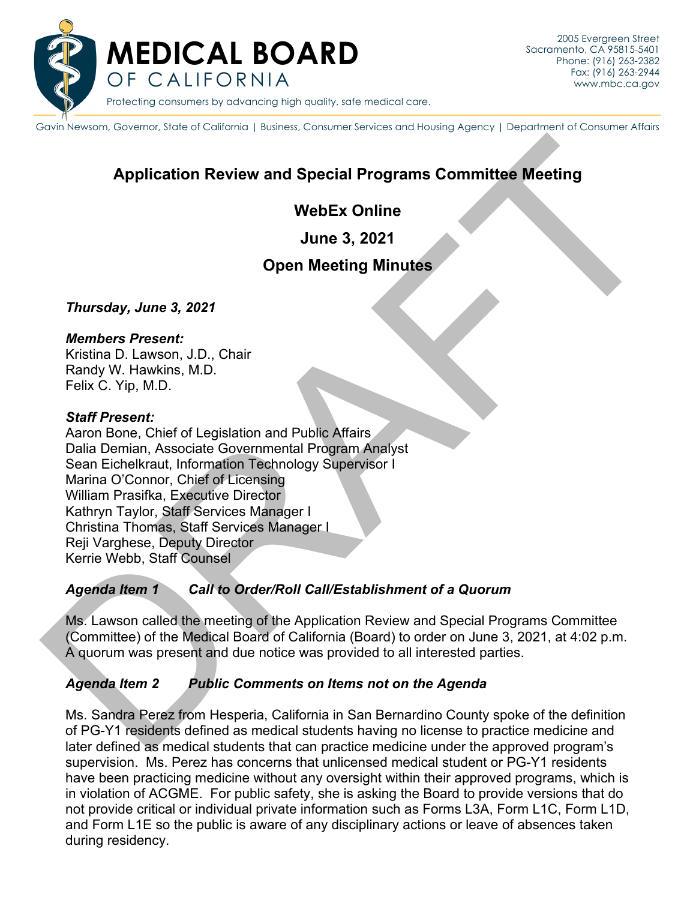MEDICAL BOARD OF CALIFORNIA

Protecting consumers by advancing high quality, safe medical care.

2005 Evergreen Street
Sacramento, CA 95815-5401
Phone: (916) 263-2382
Fax: (916) 263-2944
www.mbc.ca.gov

Gavin Newsom, Governor, State of California | Business, Consumer Services and Housing Agency | Department of Consumer Affairs

# Application Review and Special Programs Committee Meeting

## WebEx Online

## June 3, 2021

## Open Meeting Minutes

***Thursday, June 3, 2021***

***Members Present:***
Kristina D. Lawson, J.D., Chair
Randy W. Hawkins, M.D.
Felix C. Yip, M.D.

***Staff Present:***
Aaron Bone, Chief of Legislation and Public Affairs
Dalia Demian, Associate Governmental Program Analyst
Sean Eichelkraut, Information Technology Supervisor I
Marina O'Connor, Chief of Licensing
William Prasifka, Executive Director
Kathryn Taylor, Staff Services Manager I
Christina Thomas, Staff Services Manager I
Reji Varghese, Deputy Director
Kerrie Webb, Staff Counsel

### *Agenda Item 1 Call to Order/Roll Call/Establishment of a Quorum*

Ms. Lawson called the meeting of the Application Review and Special Programs Committee (Committee) of the Medical Board of California (Board) to order on June 3, 2021, at 4:02 p.m. A quorum was present and due notice was provided to all interested parties.

### *Agenda Item 2 Public Comments on Items not on the Agenda*

Ms. Sandra Perez from Hesperia, California in San Bernardino County spoke of the definition of PG-Y1 residents defined as medical students having no license to practice medicine and later defined as medical students that can practice medicine under the approved program's supervision. Ms. Perez has concerns that unlicensed medical student or PG-Y1 residents have been practicing medicine without any oversight within their approved programs, which is in violation of ACGME. For public safety, she is asking the Board to provide versions that do not provide critical or individual private information such as Forms L3A, Form L1C, Form L1D, and Form L1E so the public is aware of any disciplinary actions or leave of absences taken during residency.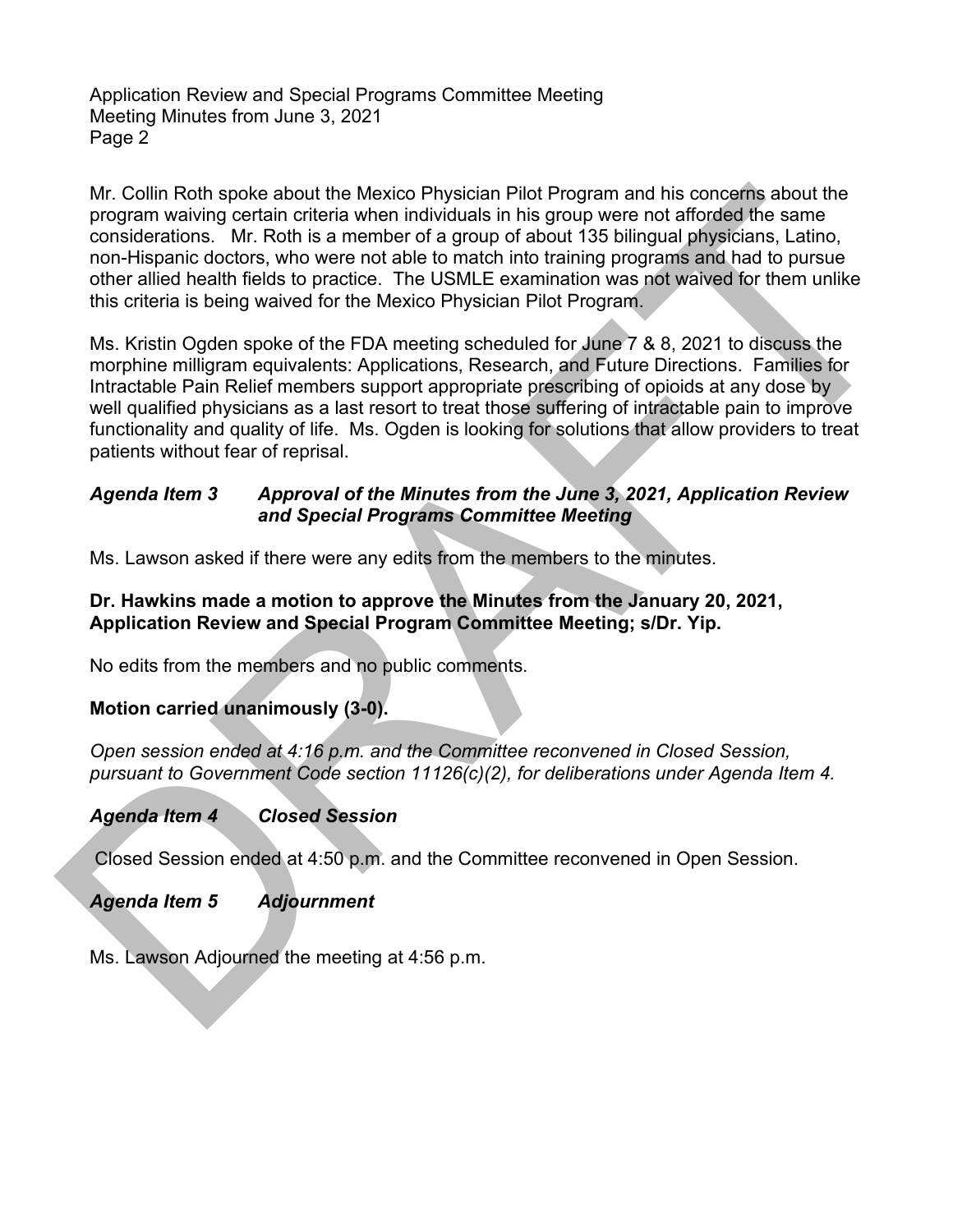Mr. Collin Roth spoke about the Mexico Physician Pilot Program and his concerns about the program waiving certain criteria when individuals in his group were not afforded the same considerations. Mr. Roth is a member of a group of about 135 bilingual physicians, Latino, non-Hispanic doctors, who were not able to match into training programs and had to pursue other allied health fields to practice. The USMLE examination was not waived for them unlike this criteria is being waived for the Mexico Physician Pilot Program.

Ms. Kristin Ogden spoke of the FDA meeting scheduled for June 7 & 8, 2021 to discuss the morphine milligram equivalents: Applications, Research, and Future Directions. Families for Intractable Pain Relief members support appropriate prescribing of opioids at any dose by well qualified physicians as a last resort to treat those suffering of intractable pain to improve functionality and quality of life. Ms. Ogden is looking for solutions that allow providers to treat patients without fear of reprisal.

***Agenda Item 3 Approval of the Minutes from the June 3, 2021, Application Review and Special Programs Committee Meeting***

Ms. Lawson asked if there were any edits from the members to the minutes.

**Dr. Hawkins made a motion to approve the Minutes from the January 20, 2021, Application Review and Special Program Committee Meeting; s/Dr. Yip.**

No edits from the members and no public comments.

**Motion carried unanimously (3-0).**

*Open session ended at 4:16 p.m. and the Committee reconvened in Closed Session, pursuant to Government Code section 11126(c)(2), for deliberations under Agenda Item 4.*

***Agenda Item 4 Closed Session***

Closed Session ended at 4:50 p.m. and the Committee reconvened in Open Session.

***Agenda Item 5 Adjournment***

Ms. Lawson Adjourned the meeting at 4:56 p.m.